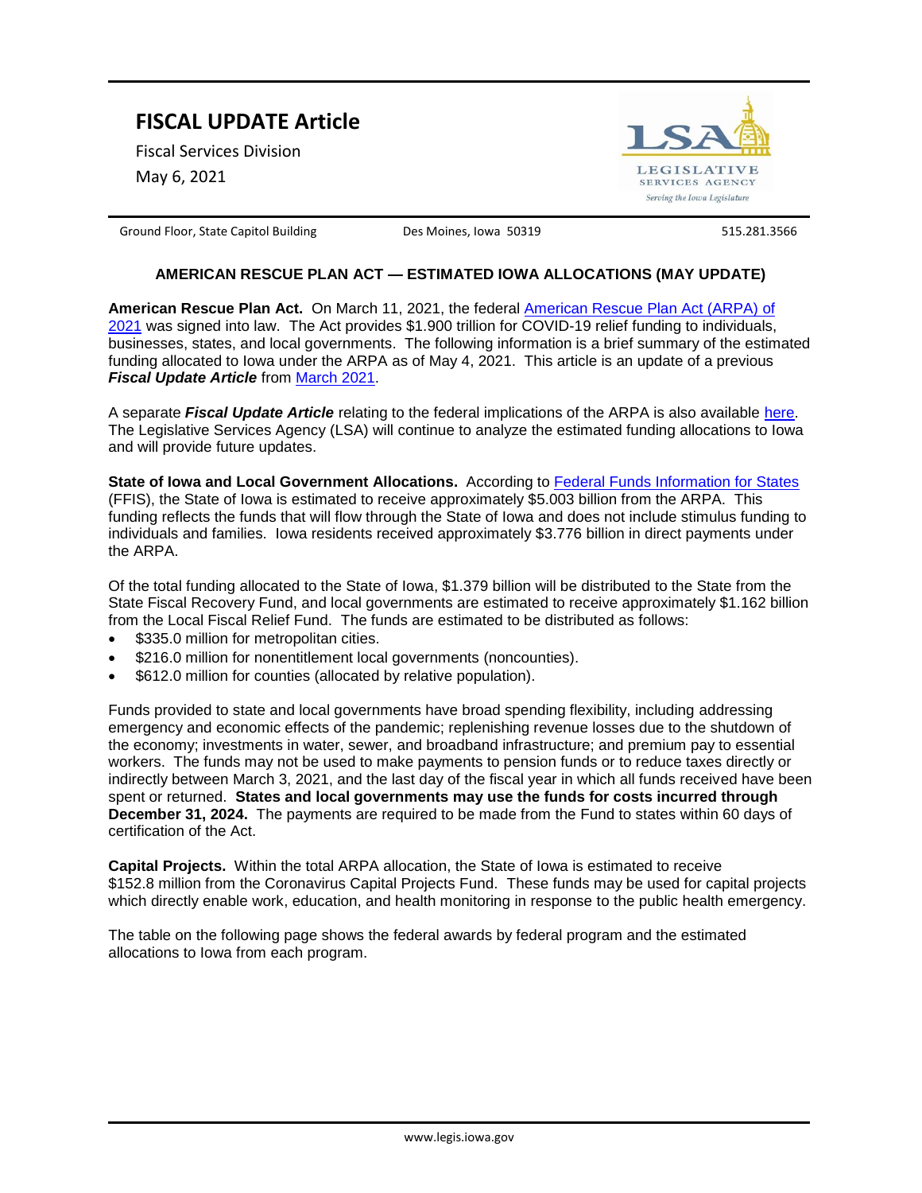# FISCAL UPDATE Article

Fiscal Services Division

May 6, 2021

Ground Floor, State Capitol Building | Des Moines, Iowa 50319 | 515.281.3566

## AMERICAN RESCUE PLAN ACT — ESTIMATED IOWA ALLOCATIONS (MAY UPDATE)

**American Rescue Plan Act.** On March 11, 2021, the federal American Rescue Plan Act (ARPA) of 2021 was signed into law. The Act provides $1.900 trillion for COVID-19 relief funding to individuals, businesses, states, and local governments. The following information is a brief summary of the estimated funding allocated to Iowa under the ARPA as of May 4, 2021. This article is an update of a previous ***Fiscal Update Article*** from March 2021.

A separate ***Fiscal Update Article*** relating to the federal implications of the ARPA is also available here. The Legislative Services Agency (LSA) will continue to analyze the estimated funding allocations to Iowa and will provide future updates.

**State of Iowa and Local Government Allocations.** According to Federal Funds Information for States (FFIS), the State of Iowa is estimated to receive approximately $5.003 billion from the ARPA. This funding reflects the funds that will flow through the State of Iowa and does not include stimulus funding to individuals and families. Iowa residents received approximately $3.776 billion in direct payments under the ARPA.

Of the total funding allocated to the State of Iowa, $1.379 billion will be distributed to the State from the State Fiscal Recovery Fund, and local governments are estimated to receive approximately $1.162 billion from the Local Fiscal Relief Fund. The funds are estimated to be distributed as follows:

- $335.0 million for metropolitan cities.
- $216.0 million for nonentitlement local governments (noncounties).
- $612.0 million for counties (allocated by relative population).

Funds provided to state and local governments have broad spending flexibility, including addressing emergency and economic effects of the pandemic; replenishing revenue losses due to the shutdown of the economy; investments in water, sewer, and broadband infrastructure; and premium pay to essential workers. The funds may not be used to make payments to pension funds or to reduce taxes directly or indirectly between March 3, 2021, and the last day of the fiscal year in which all funds received have been spent or returned. **States and local governments may use the funds for costs incurred through December 31, 2024.** The payments are required to be made from the Fund to states within 60 days of certification of the Act.

**Capital Projects.** Within the total ARPA allocation, the State of Iowa is estimated to receive $152.8 million from the Coronavirus Capital Projects Fund. These funds may be used for capital projects which directly enable work, education, and health monitoring in response to the public health emergency.

The table on the following page shows the federal awards by federal program and the estimated allocations to Iowa from each program.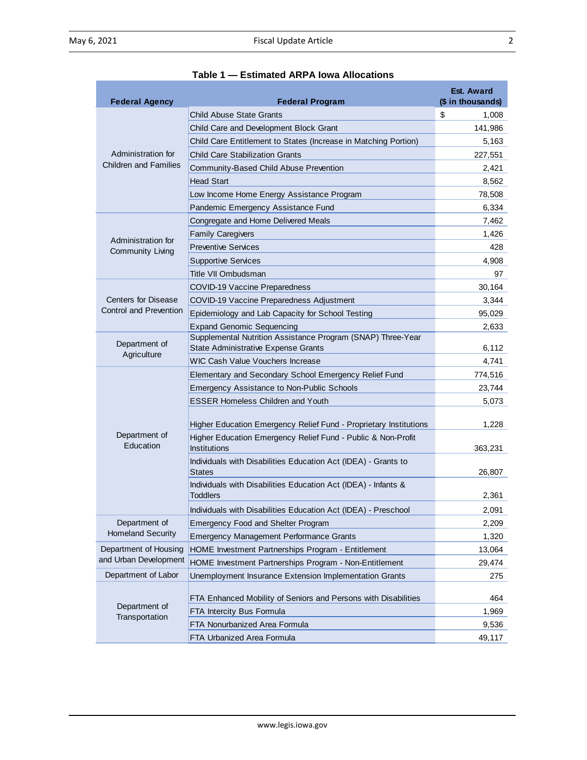**Table 1 — Estimated ARPA Iowa Allocations**

| Federal Agency | Federal Program | Est. Award ($ in thousands) |
|---|---|---|
| Administration for Children and Families | Child Abuse State Grants | $ 1,008 |
| | Child Care and Development Block Grant | 141,986 |
| | Child Care Entitlement to States (Increase in Matching Portion) | 5,163 |
| | Child Care Stabilization Grants | 227,551 |
| | Community-Based Child Abuse Prevention | 2,421 |
| | Head Start | 8,562 |
| | Low Income Home Energy Assistance Program | 78,508 |
| | Pandemic Emergency Assistance Fund | 6,334 |
| Administration for Community Living | Congregate and Home Delivered Meals | 7,462 |
| | Family Caregivers | 1,426 |
| | Preventive Services | 428 |
| | Supportive Services | 4,908 |
| | Title VII Ombudsman | 97 |
| Centers for Disease Control and Prevention | COVID-19 Vaccine Preparedness | 30,164 |
| | COVID-19 Vaccine Preparedness Adjustment | 3,344 |
| | Epidemiology and Lab Capacity for School Testing | 95,029 |
| | Expand Genomic Sequencing | 2,633 |
| Department of Agriculture | Supplemental Nutrition Assistance Program (SNAP) Three-Year State Administrative Expense Grants | 6,112 |
| | WIC Cash Value Vouchers Increase | 4,741 |
| Department of Education | Elementary and Secondary School Emergency Relief Fund | 774,516 |
| | Emergency Assistance to Non-Public Schools | 23,744 |
| | ESSER Homeless Children and Youth | 5,073 |
| | Higher Education Emergency Relief Fund - Proprietary Institutions | 1,228 |
| | Higher Education Emergency Relief Fund - Public & Non-Profit Institutions | 363,231 |
| | Individuals with Disabilities Education Act (IDEA) - Grants to States | 26,807 |
| | Individuals with Disabilities Education Act (IDEA) - Infants & Toddlers | 2,361 |
| | Individuals with Disabilities Education Act (IDEA) - Preschool | 2,091 |
| Department of Homeland Security | Emergency Food and Shelter Program | 2,209 |
| | Emergency Management Performance Grants | 1,320 |
| Department of Housing and Urban Development | HOME Investment Partnerships Program - Entitlement | 13,064 |
| | HOME Investment Partnerships Program - Non-Entitlement | 29,474 |
| Department of Labor | Unemployment Insurance Extension Implementation Grants | 275 |
| Department of Transportation | FTA Enhanced Mobility of Seniors and Persons with Disabilities | 464 |
| | FTA Intercity Bus Formula | 1,969 |
| | FTA Nonurbanized Area Formula | 9,536 |
| | FTA Urbanized Area Formula | 49,117 |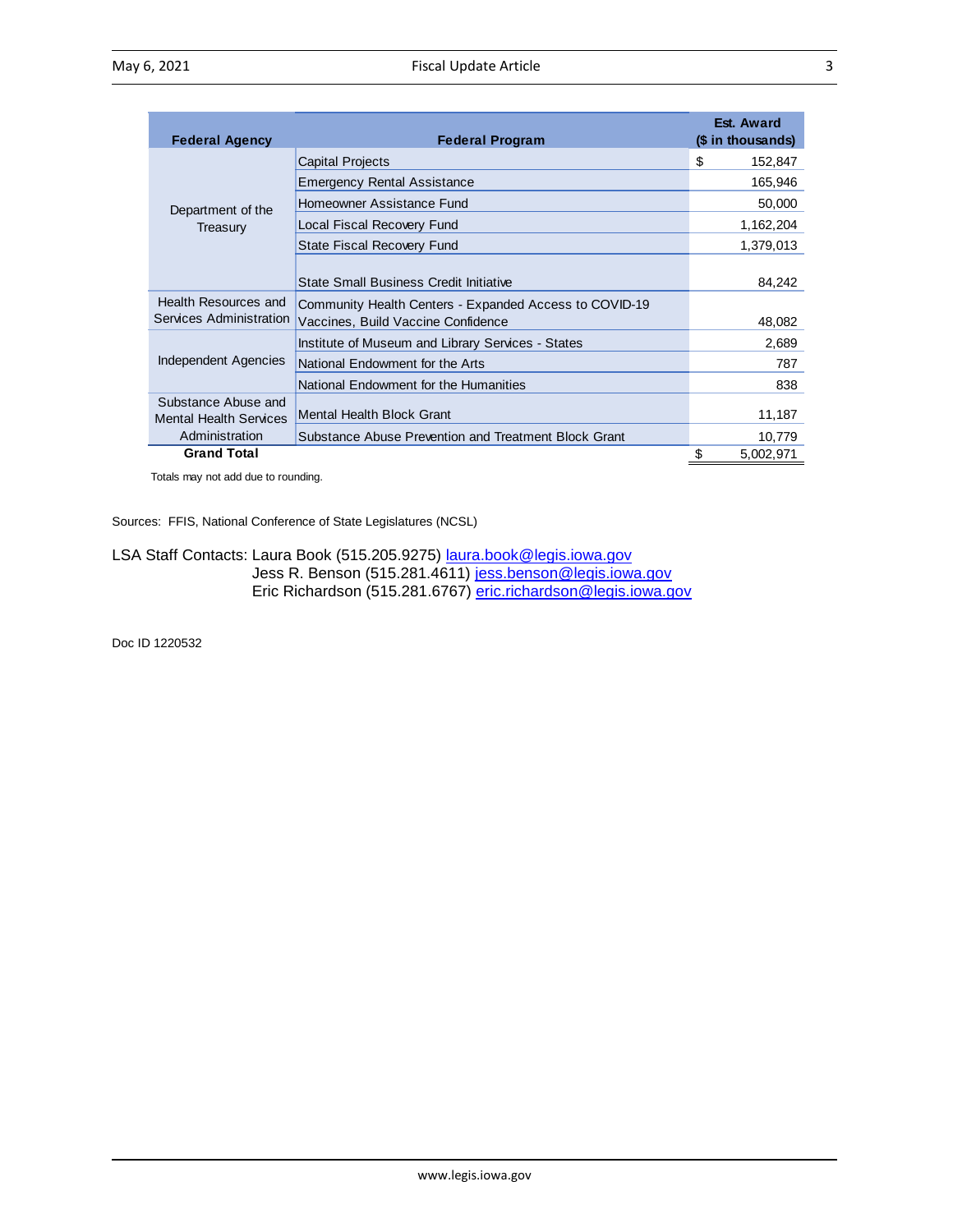| Federal Agency | Federal Program | Est. Award ($ in thousands) |
|---|---|---|
| Department of the Treasury | Capital Projects | $ 152,847 |
| | Emergency Rental Assistance | 165,946 |
| | Homeowner Assistance Fund | 50,000 |
| | Local Fiscal Recovery Fund | 1,162,204 |
| | State Fiscal Recovery Fund | 1,379,013 |
| | State Small Business Credit Initiative | 84,242 |
| Health Resources and Services Administration | Community Health Centers - Expanded Access to COVID-19 Vaccines, Build Vaccine Confidence | 48,082 |
| Independent Agencies | Institute of Museum and Library Services - States | 2,689 |
| | National Endowment for the Arts | 787 |
| | National Endowment for the Humanities | 838 |
| Substance Abuse and Mental Health Services Administration | Mental Health Block Grant | 11,187 |
| | Substance Abuse Prevention and Treatment Block Grant | 10,779 |
| **Grand Total** | | $ 5,002,971 |

Totals may not add due to rounding.

Sources: FFIS, National Conference of State Legislatures (NCSL)

LSA Staff Contacts: Laura Book (515.205.9275) laura.book@legis.iowa.gov
Jess R. Benson (515.281.4611) jess.benson@legis.iowa.gov
Eric Richardson (515.281.6767) eric.richardson@legis.iowa.gov

Doc ID 1220532